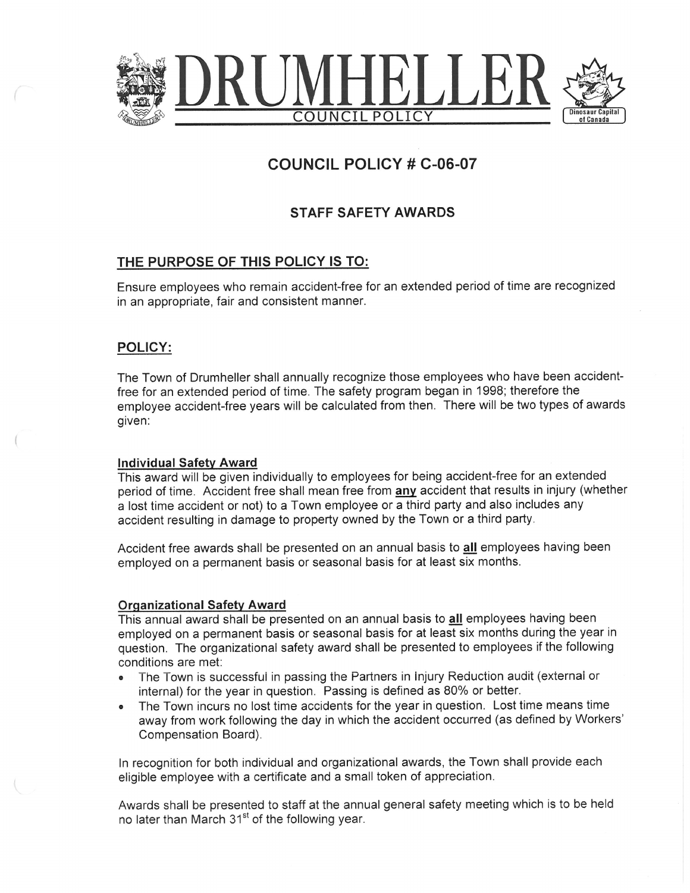# DRUMHELLER

COUNCIL POLICY

## COUNCIL POLICY # C-06-07

### STAFF SAFETY AWARDS

## THE PURPOSE OF THIS POLICY IS TO:

Ensure employees who remain accident-free for an extended period of time are recognized in an appropriate, fair and consistent manner.

## POLICY:

The Town of Drumheller shall annually recognize those employees who have been accident-free for an extended period of time. The safety program began in 1998; therefore the employee accident-free years will be calculated from then. There will be two types of awards given:

### Individual Safety Award

This award will be given individually to employees for being accident-free for an extended period of time. Accident free shall mean free from **any** accident that results in injury (whether a lost time accident or not) to a Town employee or a third party and also includes any accident resulting in damage to property owned by the Town or a third party.

Accident free awards shall be presented on an annual basis to **all** employees having been employed on a permanent basis or seasonal basis for at least six months.

### Organizational Safety Award

This annual award shall be presented on an annual basis to **all** employees having been employed on a permanent basis or seasonal basis for at least six months during the year in question. The organizational safety award shall be presented to employees if the following conditions are met:

- The Town is successful in passing the Partners in Injury Reduction audit (external or internal) for the year in question. Passing is defined as 80% or better.
- The Town incurs no lost time accidents for the year in question. Lost time means time away from work following the day in which the accident occurred (as defined by Workers' Compensation Board).

In recognition for both individual and organizational awards, the Town shall provide each eligible employee with a certificate and a small token of appreciation.

Awards shall be presented to staff at the annual general safety meeting which is to be held no later than March 31st of the following year.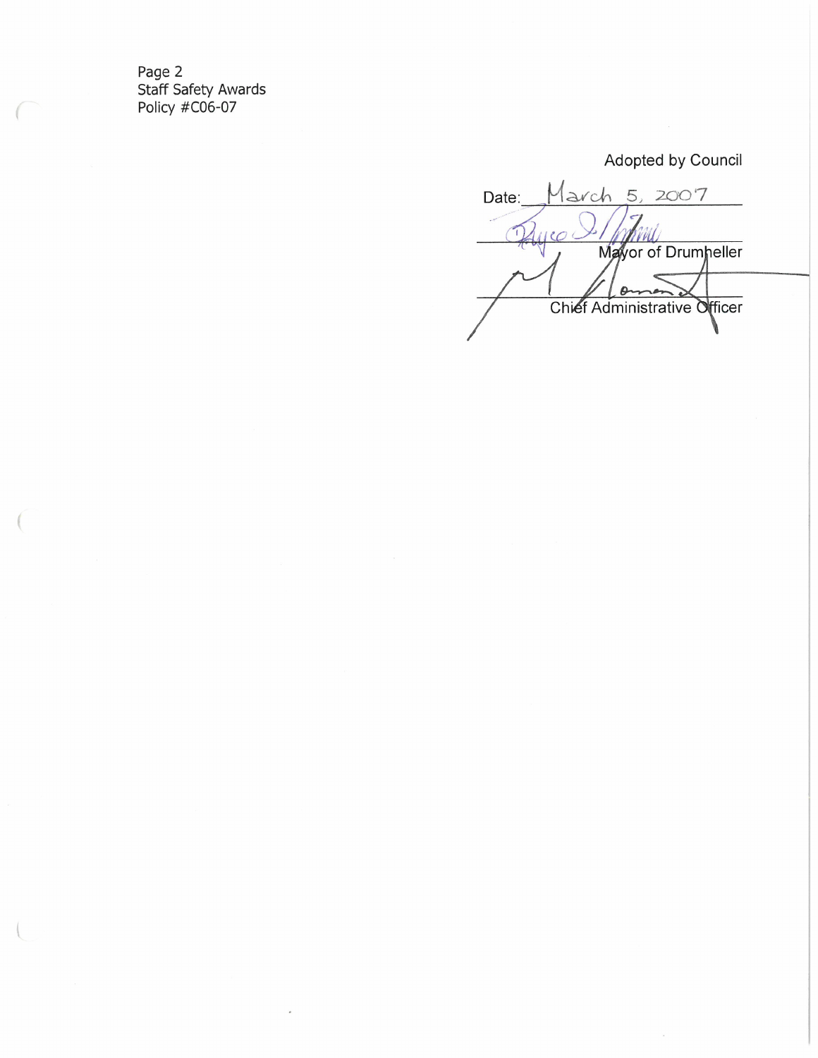Adopted by Council

Date: March 5, 2007

\_\_\_\_\_\_\_\_\_\_\_\_\_\_\_\_\_\_\_\_\_\_\_\_\_\_\_\_\_\_

Mayor of Drumheller

\_\_\_\_\_\_\_\_\_\_\_\_\_\_\_\_\_\_\_\_\_\_\_\_\_\_\_\_\_\_

Chief Administrative Officer